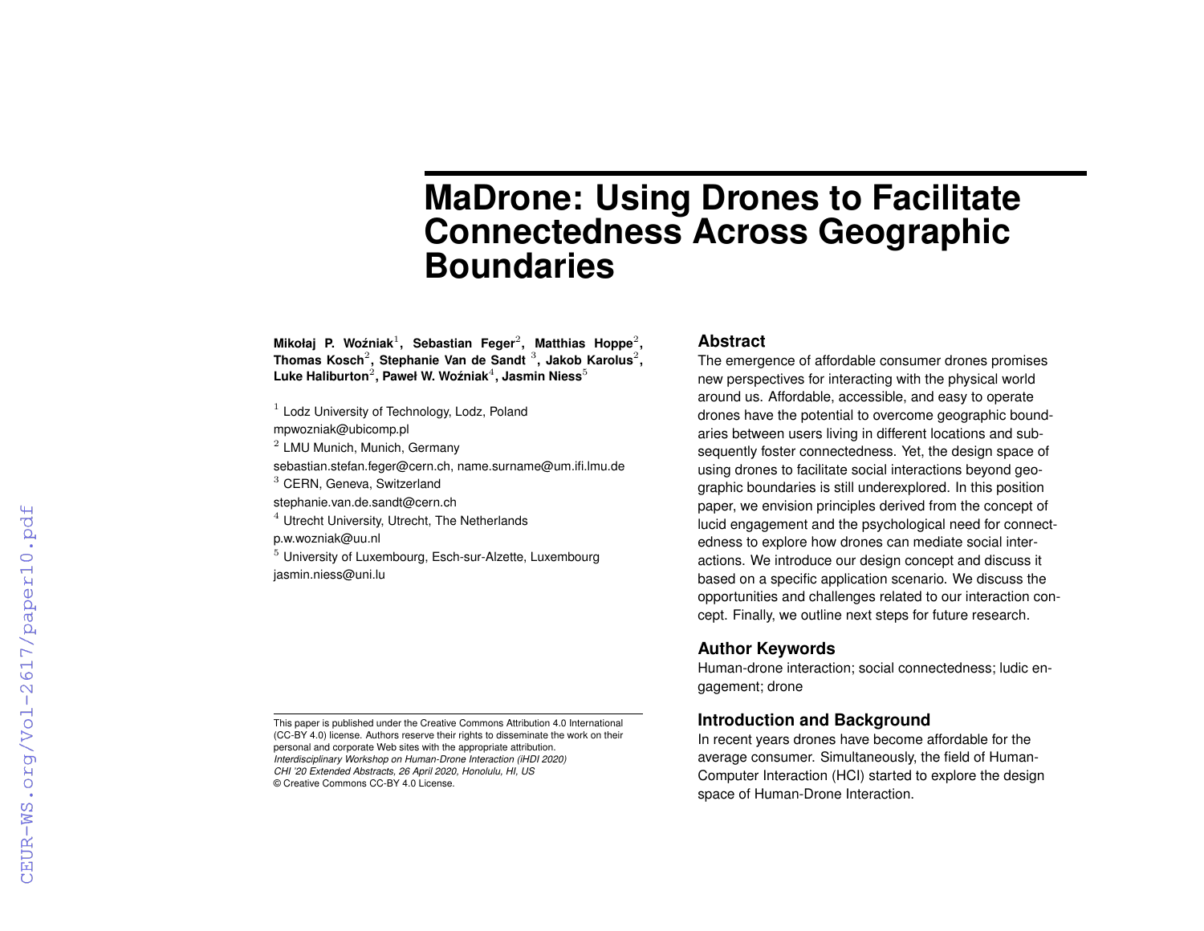# MaDrone: Using Drones to Facilitate Connectedness Across Geographic Boundaries

**Mikołaj P. Woźniak[1], Sebastian Feger[2], Matthias Hoppe[2], Thomas Kosch[2], Stephanie Van de Sandt [3], Jakob Karolus[2], Luke Haliburton[2], Paweł W. Woźniak[4], Jasmin Niess[5]**

[1] Lodz University of Technology, Lodz, Poland
mpwozniak@ubicomp.pl
[2] LMU Munich, Munich, Germany
sebastian.stefan.feger@cern.ch, name.surname@um.ifi.lmu.de
[3] CERN, Geneva, Switzerland
stephanie.van.de.sandt@cern.ch
[4] Utrecht University, Utrecht, The Netherlands
p.w.wozniak@uu.nl
[5] University of Luxembourg, Esch-sur-Alzette, Luxembourg
jasmin.niess@uni.lu

This paper is published under the Creative Commons Attribution 4.0 International (CC-BY 4.0) license. Authors reserve their rights to disseminate the work on their personal and corporate Web sites with the appropriate attribution.
*Interdisciplinary Workshop on Human-Drone Interaction (iHDI 2020)*
*CHI '20 Extended Abstracts, 26 April 2020, Honolulu, HI, US*
© Creative Commons CC-BY 4.0 License.

## Abstract

The emergence of affordable consumer drones promises new perspectives for interacting with the physical world around us. Affordable, accessible, and easy to operate drones have the potential to overcome geographic boundaries between users living in different locations and subsequently foster connectedness. Yet, the design space of using drones to facilitate social interactions beyond geographic boundaries is still underexplored. In this position paper, we envision principles derived from the concept of lucid engagement and the psychological need for connectedness to explore how drones can mediate social interactions. We introduce our design concept and discuss it based on a specific application scenario. We discuss the opportunities and challenges related to our interaction concept. Finally, we outline next steps for future research.

## Author Keywords

Human-drone interaction; social connectedness; ludic engagement; drone

## Introduction and Background

In recent years drones have become affordable for the average consumer. Simultaneously, the field of Human-Computer Interaction (HCI) started to explore the design space of Human-Drone Interaction.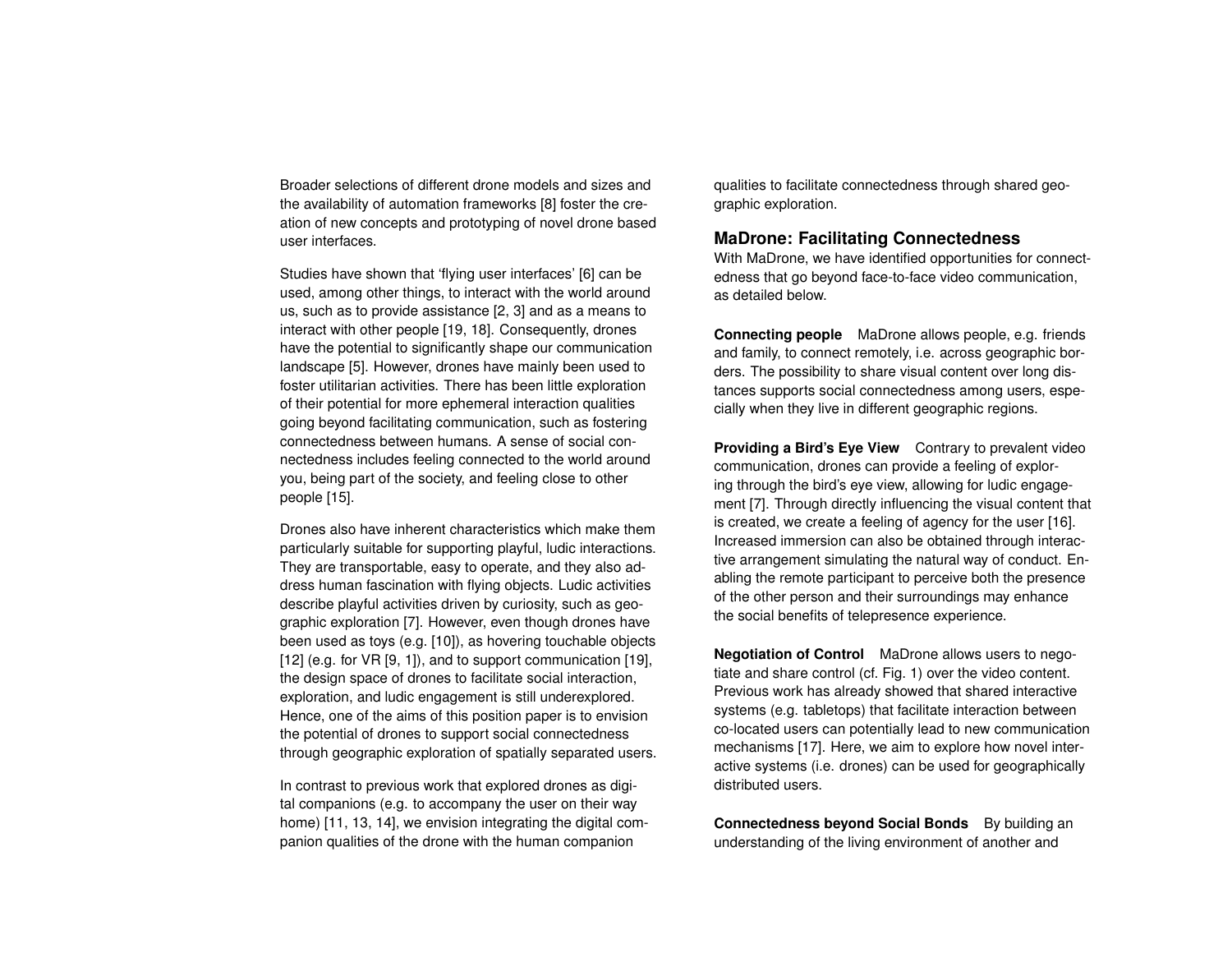Broader selections of different drone models and sizes and the availability of automation frameworks [8] foster the creation of new concepts and prototyping of novel drone based user interfaces.

Studies have shown that 'flying user interfaces' [6] can be used, among other things, to interact with the world around us, such as to provide assistance [2, 3] and as a means to interact with other people [19, 18]. Consequently, drones have the potential to significantly shape our communication landscape [5]. However, drones have mainly been used to foster utilitarian activities. There has been little exploration of their potential for more ephemeral interaction qualities going beyond facilitating communication, such as fostering connectedness between humans. A sense of social connectedness includes feeling connected to the world around you, being part of the society, and feeling close to other people [15].

Drones also have inherent characteristics which make them particularly suitable for supporting playful, ludic interactions. They are transportable, easy to operate, and they also address human fascination with flying objects. Ludic activities describe playful activities driven by curiosity, such as geographic exploration [7]. However, even though drones have been used as toys (e.g. [10]), as hovering touchable objects [12] (e.g. for VR [9, 1]), and to support communication [19], the design space of drones to facilitate social interaction, exploration, and ludic engagement is still underexplored. Hence, one of the aims of this position paper is to envision the potential of drones to support social connectedness through geographic exploration of spatially separated users.

In contrast to previous work that explored drones as digital companions (e.g. to accompany the user on their way home) [11, 13, 14], we envision integrating the digital companion qualities of the drone with the human companion qualities to facilitate connectedness through shared geographic exploration.

## MaDrone: Facilitating Connectedness

With MaDrone, we have identified opportunities for connectedness that go beyond face-to-face video communication, as detailed below.

**Connecting people** MaDrone allows people, e.g. friends and family, to connect remotely, i.e. across geographic borders. The possibility to share visual content over long distances supports social connectedness among users, especially when they live in different geographic regions.

**Providing a Bird's Eye View** Contrary to prevalent video communication, drones can provide a feeling of exploring through the bird's eye view, allowing for ludic engagement [7]. Through directly influencing the visual content that is created, we create a feeling of agency for the user [16]. Increased immersion can also be obtained through interactive arrangement simulating the natural way of conduct. Enabling the remote participant to perceive both the presence of the other person and their surroundings may enhance the social benefits of telepresence experience.

**Negotiation of Control** MaDrone allows users to negotiate and share control (cf. Fig. 1) over the video content. Previous work has already showed that shared interactive systems (e.g. tabletops) that facilitate interaction between co-located users can potentially lead to new communication mechanisms [17]. Here, we aim to explore how novel interactive systems (i.e. drones) can be used for geographically distributed users.

**Connectedness beyond Social Bonds** By building an understanding of the living environment of another and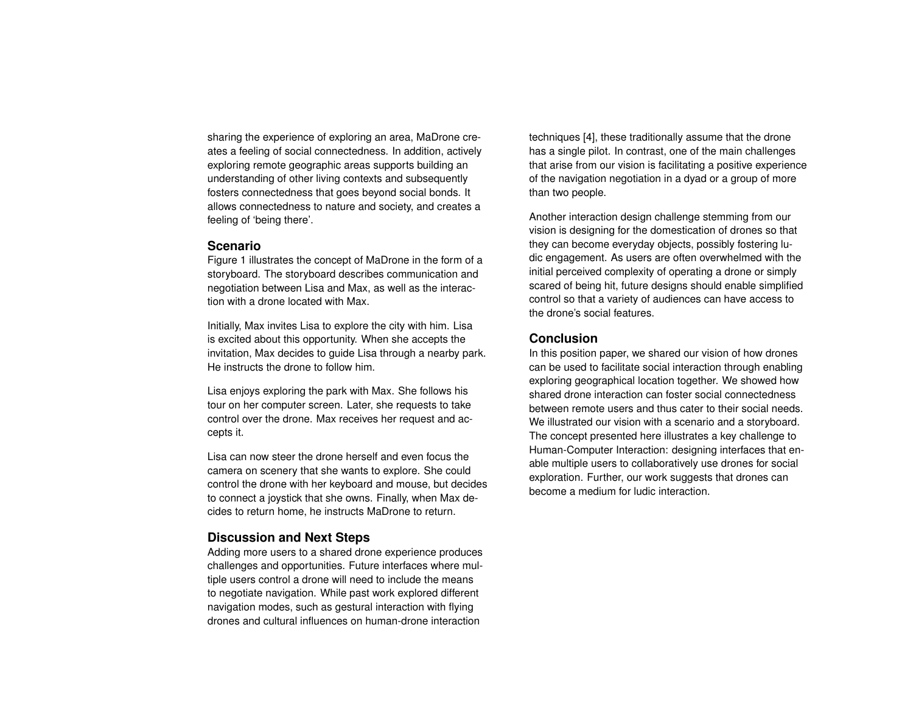sharing the experience of exploring an area, MaDrone creates a feeling of social connectedness. In addition, actively exploring remote geographic areas supports building an understanding of other living contexts and subsequently fosters connectedness that goes beyond social bonds. It allows connectedness to nature and society, and creates a feeling of 'being there'.

## Scenario

Figure 1 illustrates the concept of MaDrone in the form of a storyboard. The storyboard describes communication and negotiation between Lisa and Max, as well as the interaction with a drone located with Max.

Initially, Max invites Lisa to explore the city with him. Lisa is excited about this opportunity. When she accepts the invitation, Max decides to guide Lisa through a nearby park. He instructs the drone to follow him.

Lisa enjoys exploring the park with Max. She follows his tour on her computer screen. Later, she requests to take control over the drone. Max receives her request and accepts it.

Lisa can now steer the drone herself and even focus the camera on scenery that she wants to explore. She could control the drone with her keyboard and mouse, but decides to connect a joystick that she owns. Finally, when Max decides to return home, he instructs MaDrone to return.

## Discussion and Next Steps

Adding more users to a shared drone experience produces challenges and opportunities. Future interfaces where multiple users control a drone will need to include the means to negotiate navigation. While past work explored different navigation modes, such as gestural interaction with flying drones and cultural influences on human-drone interaction techniques [4], these traditionally assume that the drone has a single pilot. In contrast, one of the main challenges that arise from our vision is facilitating a positive experience of the navigation negotiation in a dyad or a group of more than two people.

Another interaction design challenge stemming from our vision is designing for the domestication of drones so that they can become everyday objects, possibly fostering ludic engagement. As users are often overwhelmed with the initial perceived complexity of operating a drone or simply scared of being hit, future designs should enable simplified control so that a variety of audiences can have access to the drone's social features.

## Conclusion

In this position paper, we shared our vision of how drones can be used to facilitate social interaction through enabling exploring geographical location together. We showed how shared drone interaction can foster social connectedness between remote users and thus cater to their social needs. We illustrated our vision with a scenario and a storyboard. The concept presented here illustrates a key challenge to Human-Computer Interaction: designing interfaces that enable multiple users to collaboratively use drones for social exploration. Further, our work suggests that drones can become a medium for ludic interaction.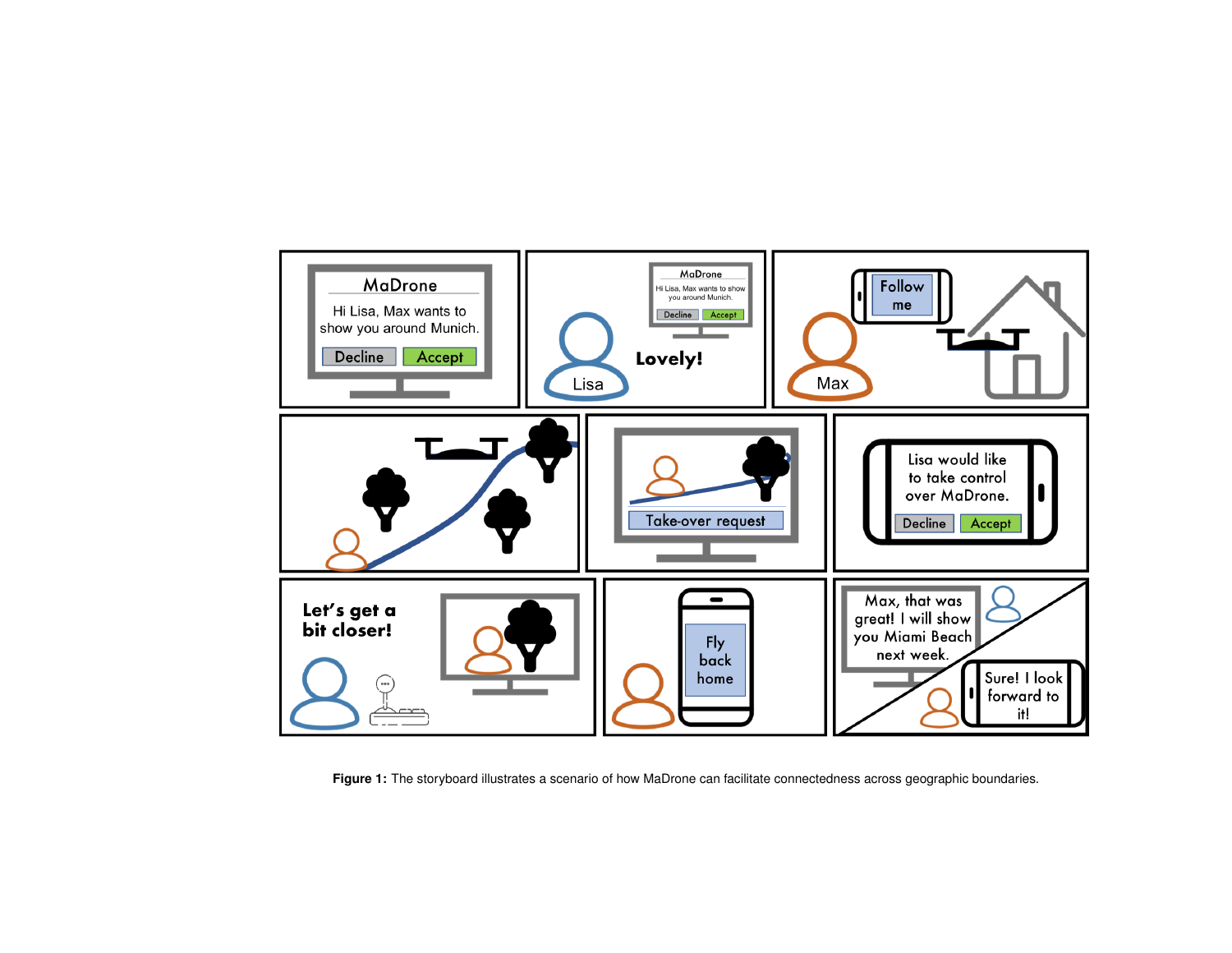**Figure 1:** The storyboard illustrates a scenario of how MaDrone can facilitate connectedness across geographic boundaries.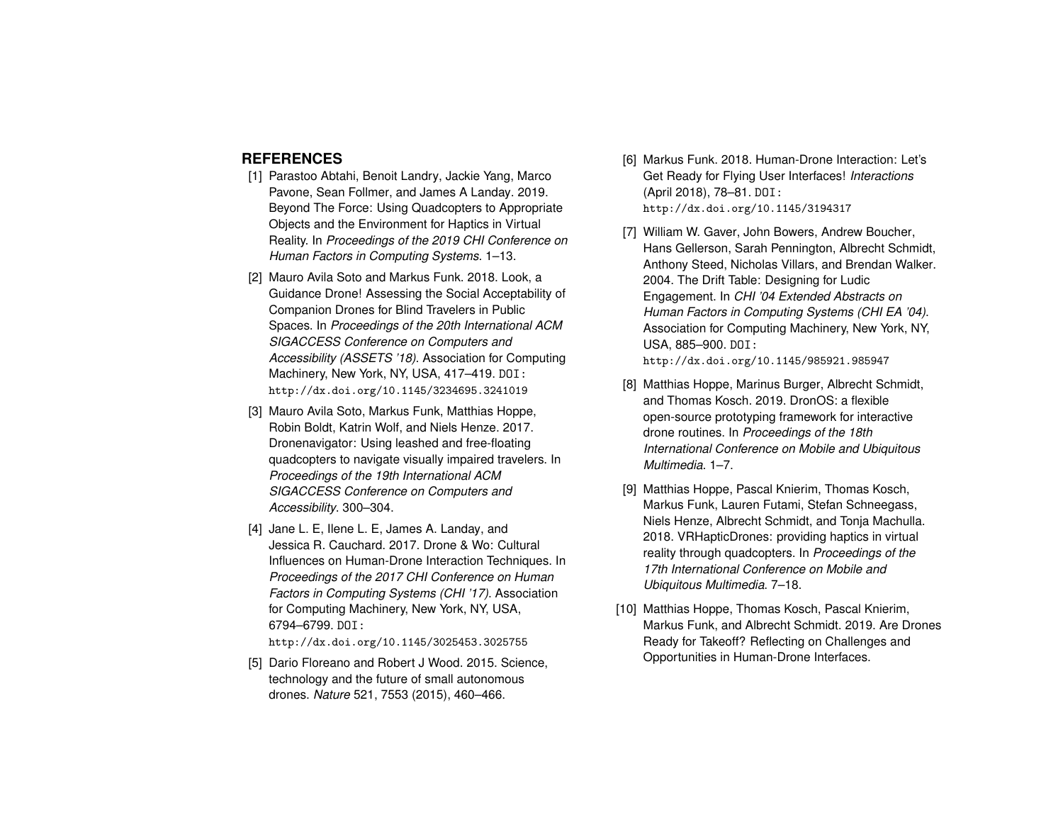## REFERENCES

[1] Parastoo Abtahi, Benoit Landry, Jackie Yang, Marco Pavone, Sean Follmer, and James A Landay. 2019. Beyond The Force: Using Quadcopters to Appropriate Objects and the Environment for Haptics in Virtual Reality. In *Proceedings of the 2019 CHI Conference on Human Factors in Computing Systems*. 1–13.

[2] Mauro Avila Soto and Markus Funk. 2018. Look, a Guidance Drone! Assessing the Social Acceptability of Companion Drones for Blind Travelers in Public Spaces. In *Proceedings of the 20th International ACM SIGACCESS Conference on Computers and Accessibility (ASSETS '18)*. Association for Computing Machinery, New York, NY, USA, 417–419. DOI: http://dx.doi.org/10.1145/3234695.3241019

[3] Mauro Avila Soto, Markus Funk, Matthias Hoppe, Robin Boldt, Katrin Wolf, and Niels Henze. 2017. Dronenavigator: Using leashed and free-floating quadcopters to navigate visually impaired travelers. In *Proceedings of the 19th International ACM SIGACCESS Conference on Computers and Accessibility*. 300–304.

[4] Jane L. E, Ilene L. E, James A. Landay, and Jessica R. Cauchard. 2017. Drone & Wo: Cultural Influences on Human-Drone Interaction Techniques. In *Proceedings of the 2017 CHI Conference on Human Factors in Computing Systems (CHI '17)*. Association for Computing Machinery, New York, NY, USA, 6794–6799. DOI: http://dx.doi.org/10.1145/3025453.3025755

[5] Dario Floreano and Robert J Wood. 2015. Science, technology and the future of small autonomous drones. *Nature* 521, 7553 (2015), 460–466.

[6] Markus Funk. 2018. Human-Drone Interaction: Let's Get Ready for Flying User Interfaces! *Interactions* (April 2018), 78–81. DOI: http://dx.doi.org/10.1145/3194317

[7] William W. Gaver, John Bowers, Andrew Boucher, Hans Gellerson, Sarah Pennington, Albrecht Schmidt, Anthony Steed, Nicholas Villars, and Brendan Walker. 2004. The Drift Table: Designing for Ludic Engagement. In *CHI '04 Extended Abstracts on Human Factors in Computing Systems (CHI EA '04)*. Association for Computing Machinery, New York, NY, USA, 885–900. DOI: http://dx.doi.org/10.1145/985921.985947

[8] Matthias Hoppe, Marinus Burger, Albrecht Schmidt, and Thomas Kosch. 2019. DronOS: a flexible open-source prototyping framework for interactive drone routines. In *Proceedings of the 18th International Conference on Mobile and Ubiquitous Multimedia*. 1–7.

[9] Matthias Hoppe, Pascal Knierim, Thomas Kosch, Markus Funk, Lauren Futami, Stefan Schneegass, Niels Henze, Albrecht Schmidt, and Tonja Machulla. 2018. VRHapticDrones: providing haptics in virtual reality through quadcopters. In *Proceedings of the 17th International Conference on Mobile and Ubiquitous Multimedia*. 7–18.

[10] Matthias Hoppe, Thomas Kosch, Pascal Knierim, Markus Funk, and Albrecht Schmidt. 2019. Are Drones Ready for Takeoff? Reflecting on Challenges and Opportunities in Human-Drone Interfaces.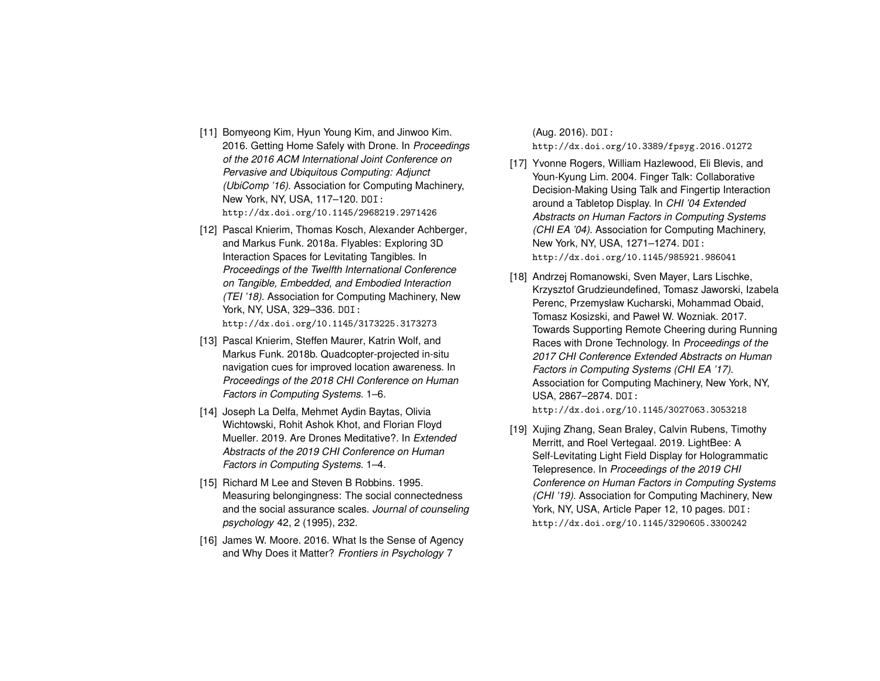[11] Bomyeong Kim, Hyun Young Kim, and Jinwoo Kim. 2016. Getting Home Safely with Drone. In *Proceedings of the 2016 ACM International Joint Conference on Pervasive and Ubiquitous Computing: Adjunct (UbiComp '16)*. Association for Computing Machinery, New York, NY, USA, 117–120. DOI: http://dx.doi.org/10.1145/2968219.2971426

[12] Pascal Knierim, Thomas Kosch, Alexander Achberger, and Markus Funk. 2018a. Flyables: Exploring 3D Interaction Spaces for Levitating Tangibles. In *Proceedings of the Twelfth International Conference on Tangible, Embedded, and Embodied Interaction (TEI '18)*. Association for Computing Machinery, New York, NY, USA, 329–336. DOI: http://dx.doi.org/10.1145/3173225.3173273

[13] Pascal Knierim, Steffen Maurer, Katrin Wolf, and Markus Funk. 2018b. Quadcopter-projected in-situ navigation cues for improved location awareness. In *Proceedings of the 2018 CHI Conference on Human Factors in Computing Systems*. 1–6.

[14] Joseph La Delfa, Mehmet Aydin Baytas, Olivia Wichtowski, Rohit Ashok Khot, and Florian Floyd Mueller. 2019. Are Drones Meditative?. In *Extended Abstracts of the 2019 CHI Conference on Human Factors in Computing Systems*. 1–4.

[15] Richard M Lee and Steven B Robbins. 1995. Measuring belongingness: The social connectedness and the social assurance scales. *Journal of counseling psychology* 42, 2 (1995), 232.

[16] James W. Moore. 2016. What Is the Sense of Agency and Why Does it Matter? *Frontiers in Psychology* 7 (Aug. 2016). DOI: http://dx.doi.org/10.3389/fpsyg.2016.01272

[17] Yvonne Rogers, William Hazlewood, Eli Blevis, and Youn-Kyung Lim. 2004. Finger Talk: Collaborative Decision-Making Using Talk and Fingertip Interaction around a Tabletop Display. In *CHI '04 Extended Abstracts on Human Factors in Computing Systems (CHI EA '04)*. Association for Computing Machinery, New York, NY, USA, 1271–1274. DOI: http://dx.doi.org/10.1145/985921.986041

[18] Andrzej Romanowski, Sven Mayer, Lars Lischke, Krzysztof Grudzieundefined, Tomasz Jaworski, Izabela Perenc, Przemysław Kucharski, Mohammad Obaid, Tomasz Kosizski, and Paweł W. Wozniak. 2017. Towards Supporting Remote Cheering during Running Races with Drone Technology. In *Proceedings of the 2017 CHI Conference Extended Abstracts on Human Factors in Computing Systems (CHI EA '17)*. Association for Computing Machinery, New York, NY, USA, 2867–2874. DOI: http://dx.doi.org/10.1145/3027063.3053218

[19] Xujing Zhang, Sean Braley, Calvin Rubens, Timothy Merritt, and Roel Vertegaal. 2019. LightBee: A Self-Levitating Light Field Display for Hologrammatic Telepresence. In *Proceedings of the 2019 CHI Conference on Human Factors in Computing Systems (CHI '19)*. Association for Computing Machinery, New York, NY, USA, Article Paper 12, 10 pages. DOI: http://dx.doi.org/10.1145/3290605.3300242